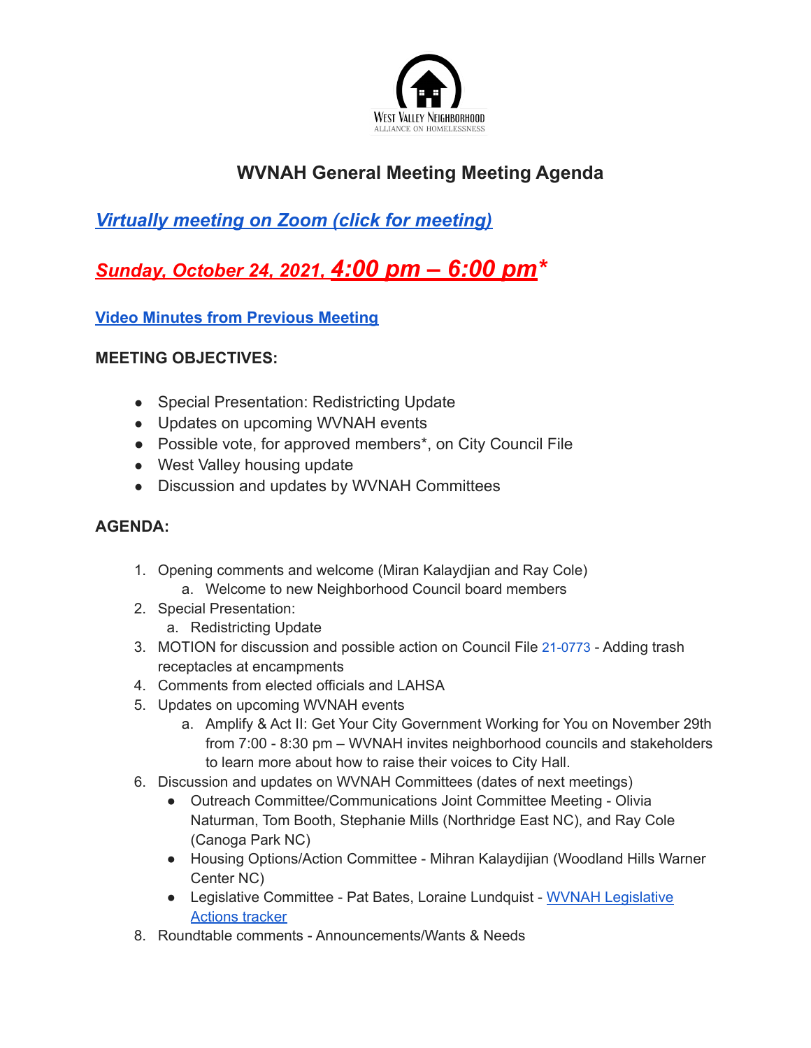West Valley Neighborhood
ALLIANCE ON HOMELESSNESS

# WVNAH General Meeting Meeting Agenda

## *Virtually meeting on Zoom (click for meeting)*

## *Sunday, October 24, 2021, 4:00 pm – 6:00 pm**

### Video Minutes from Previous Meeting

### MEETING OBJECTIVES:

- Special Presentation: Redistricting Update
- Updates on upcoming WVNAH events
- Possible vote, for approved members*, on City Council File
- West Valley housing update
- Discussion and updates by WVNAH Committees

### AGENDA:

1. Opening comments and welcome (Miran Kalaydjian and Ray Cole)
    a. Welcome to new Neighborhood Council board members
2. Special Presentation:
    a. Redistricting Update
3. MOTION for discussion and possible action on Council File 21-0773 - Adding trash receptacles at encampments
4. Comments from elected officials and LAHSA
5. Updates on upcoming WVNAH events
    a. Amplify & Act II: Get Your City Government Working for You on November 29th from 7:00 - 8:30 pm – WVNAH invites neighborhood councils and stakeholders to learn more about how to raise their voices to City Hall.
6. Discussion and updates on WVNAH Committees (dates of next meetings)
    - Outreach Committee/Communications Joint Committee Meeting - Olivia Naturman, Tom Booth, Stephanie Mills (Northridge East NC), and Ray Cole (Canoga Park NC)
    - Housing Options/Action Committee - Mihran Kalaydijian (Woodland Hills Warner Center NC)
    - Legislative Committee - Pat Bates, Loraine Lundquist - WVNAH Legislative Actions tracker
8. Roundtable comments - Announcements/Wants & Needs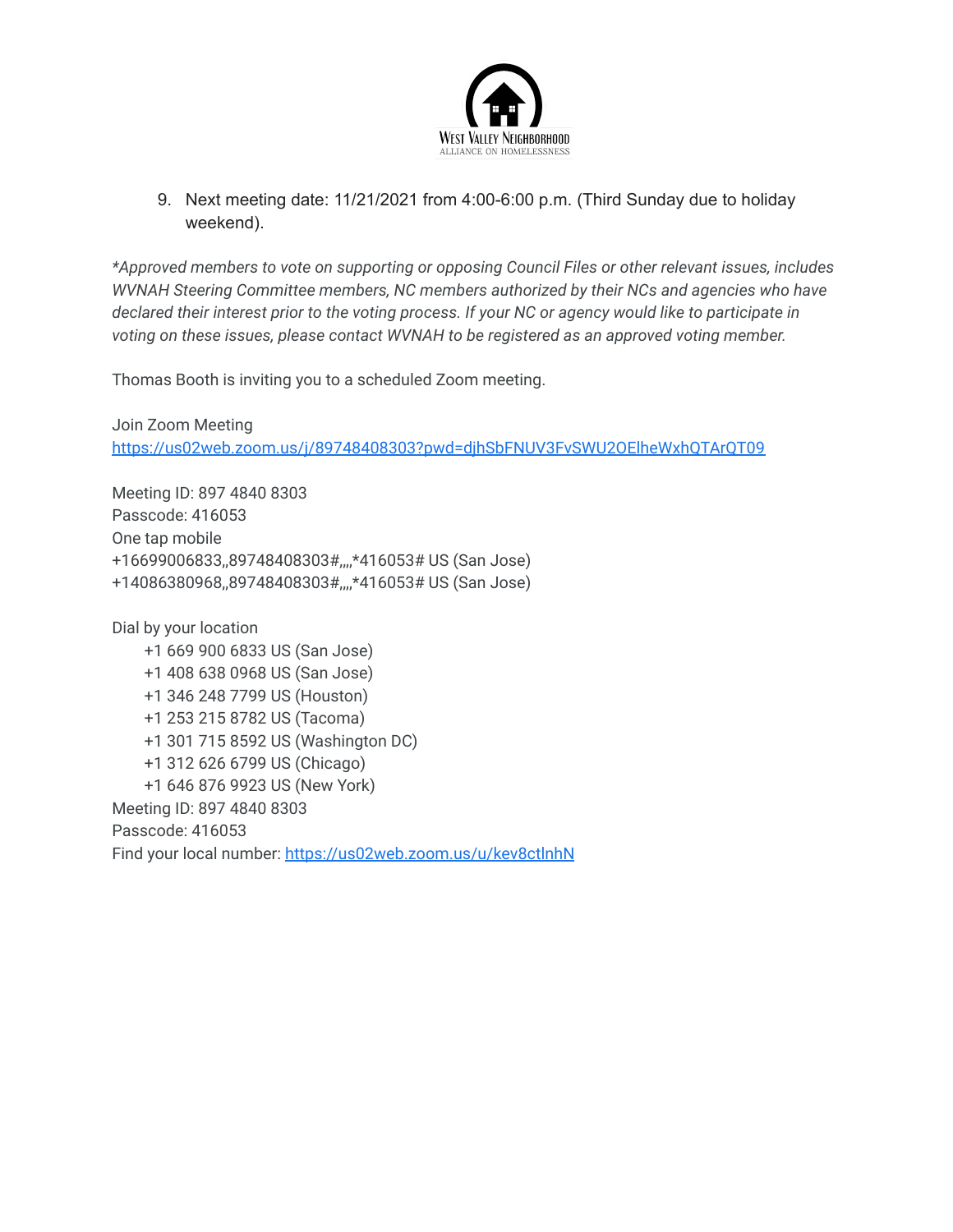9. Next meeting date: 11/21/2021 from 4:00-6:00 p.m. (Third Sunday due to holiday weekend).

*\*Approved members to vote on supporting or opposing Council Files or other relevant issues, includes WVNAH Steering Committee members, NC members authorized by their NCs and agencies who have declared their interest prior to the voting process. If your NC or agency would like to participate in voting on these issues, please contact WVNAH to be registered as an approved voting member.*

Thomas Booth is inviting you to a scheduled Zoom meeting.

Join Zoom Meeting
https://us02web.zoom.us/j/89748408303?pwd=djhSbFNUV3FvSWU2OElheWxhQTArQT09

Meeting ID: 897 4840 8303
Passcode: 416053
One tap mobile
+16699006833,,89748408303#,,,,*416053# US (San Jose)
+14086380968,,89748408303#,,,,*416053# US (San Jose)

Dial by your location
+1 669 900 6833 US (San Jose)
+1 408 638 0968 US (San Jose)
+1 346 248 7799 US (Houston)
+1 253 215 8782 US (Tacoma)
+1 301 715 8592 US (Washington DC)
+1 312 626 6799 US (Chicago)
+1 646 876 9923 US (New York)
Meeting ID: 897 4840 8303
Passcode: 416053
Find your local number: https://us02web.zoom.us/u/kev8ctlnhN